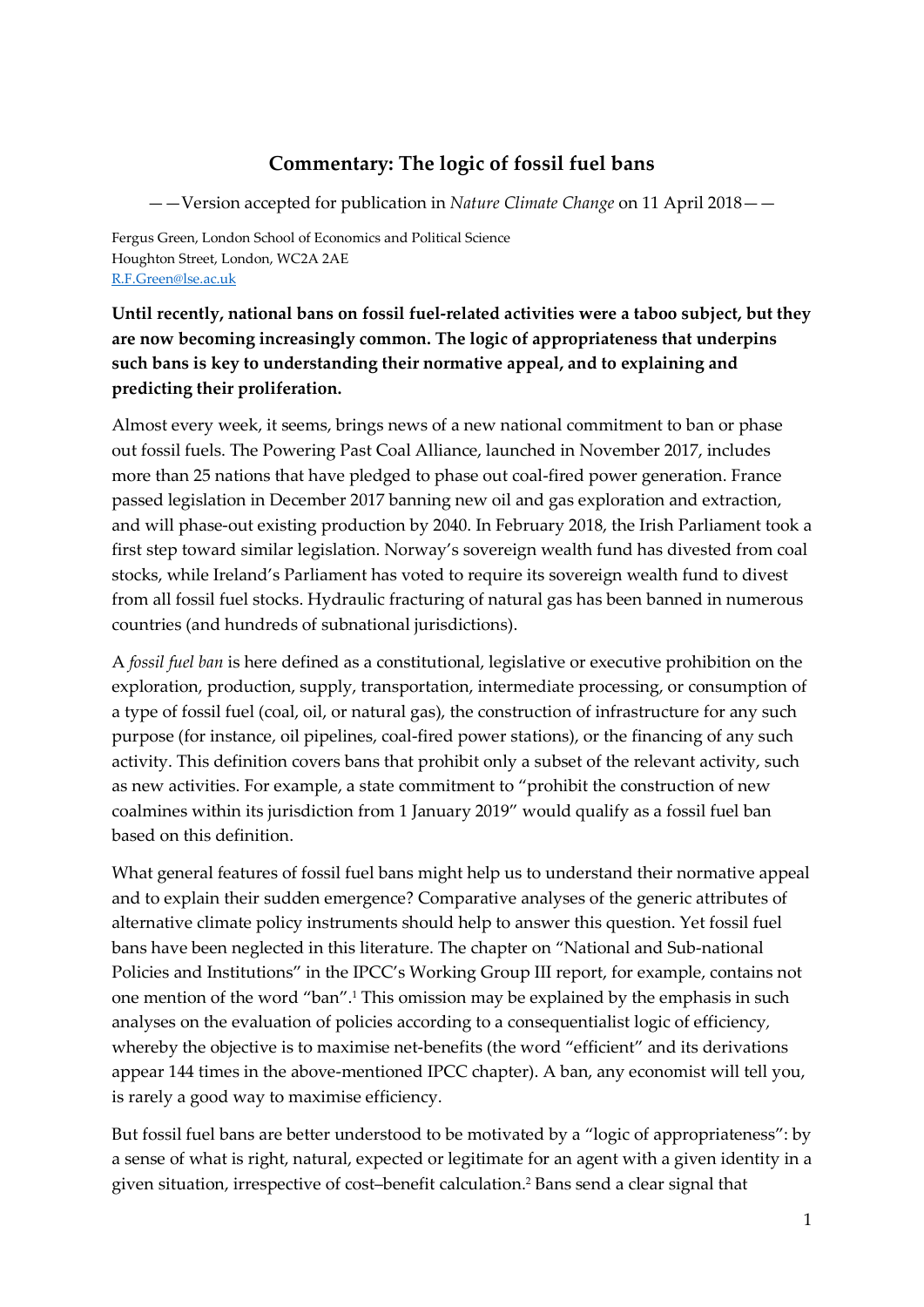# Commentary: The logic of fossil fuel bans

——Version accepted for publication in *Nature Climate Change* on 11 April 2018——

Fergus Green, London School of Economics and Political Science
Houghton Street, London, WC2A 2AE
R.F.Green@lse.ac.uk

**Until recently, national bans on fossil fuel-related activities were a taboo subject, but they are now becoming increasingly common. The logic of appropriateness that underpins such bans is key to understanding their normative appeal, and to explaining and predicting their proliferation.**

Almost every week, it seems, brings news of a new national commitment to ban or phase out fossil fuels. The Powering Past Coal Alliance, launched in November 2017, includes more than 25 nations that have pledged to phase out coal-fired power generation. France passed legislation in December 2017 banning new oil and gas exploration and extraction, and will phase-out existing production by 2040. In February 2018, the Irish Parliament took a first step toward similar legislation. Norway's sovereign wealth fund has divested from coal stocks, while Ireland's Parliament has voted to require its sovereign wealth fund to divest from all fossil fuel stocks. Hydraulic fracturing of natural gas has been banned in numerous countries (and hundreds of subnational jurisdictions).

A *fossil fuel ban* is here defined as a constitutional, legislative or executive prohibition on the exploration, production, supply, transportation, intermediate processing, or consumption of a type of fossil fuel (coal, oil, or natural gas), the construction of infrastructure for any such purpose (for instance, oil pipelines, coal-fired power stations), or the financing of any such activity. This definition covers bans that prohibit only a subset of the relevant activity, such as new activities. For example, a state commitment to "prohibit the construction of new coalmines within its jurisdiction from 1 January 2019" would qualify as a fossil fuel ban based on this definition.

What general features of fossil fuel bans might help us to understand their normative appeal and to explain their sudden emergence? Comparative analyses of the generic attributes of alternative climate policy instruments should help to answer this question. Yet fossil fuel bans have been neglected in this literature. The chapter on "National and Sub-national Policies and Institutions" in the IPCC's Working Group III report, for example, contains not one mention of the word "ban".[1] This omission may be explained by the emphasis in such analyses on the evaluation of policies according to a consequentialist logic of efficiency, whereby the objective is to maximise net-benefits (the word "efficient" and its derivations appear 144 times in the above-mentioned IPCC chapter). A ban, any economist will tell you, is rarely a good way to maximise efficiency.

But fossil fuel bans are better understood to be motivated by a "logic of appropriateness": by a sense of what is right, natural, expected or legitimate for an agent with a given identity in a given situation, irrespective of cost–benefit calculation.[2] Bans send a clear signal that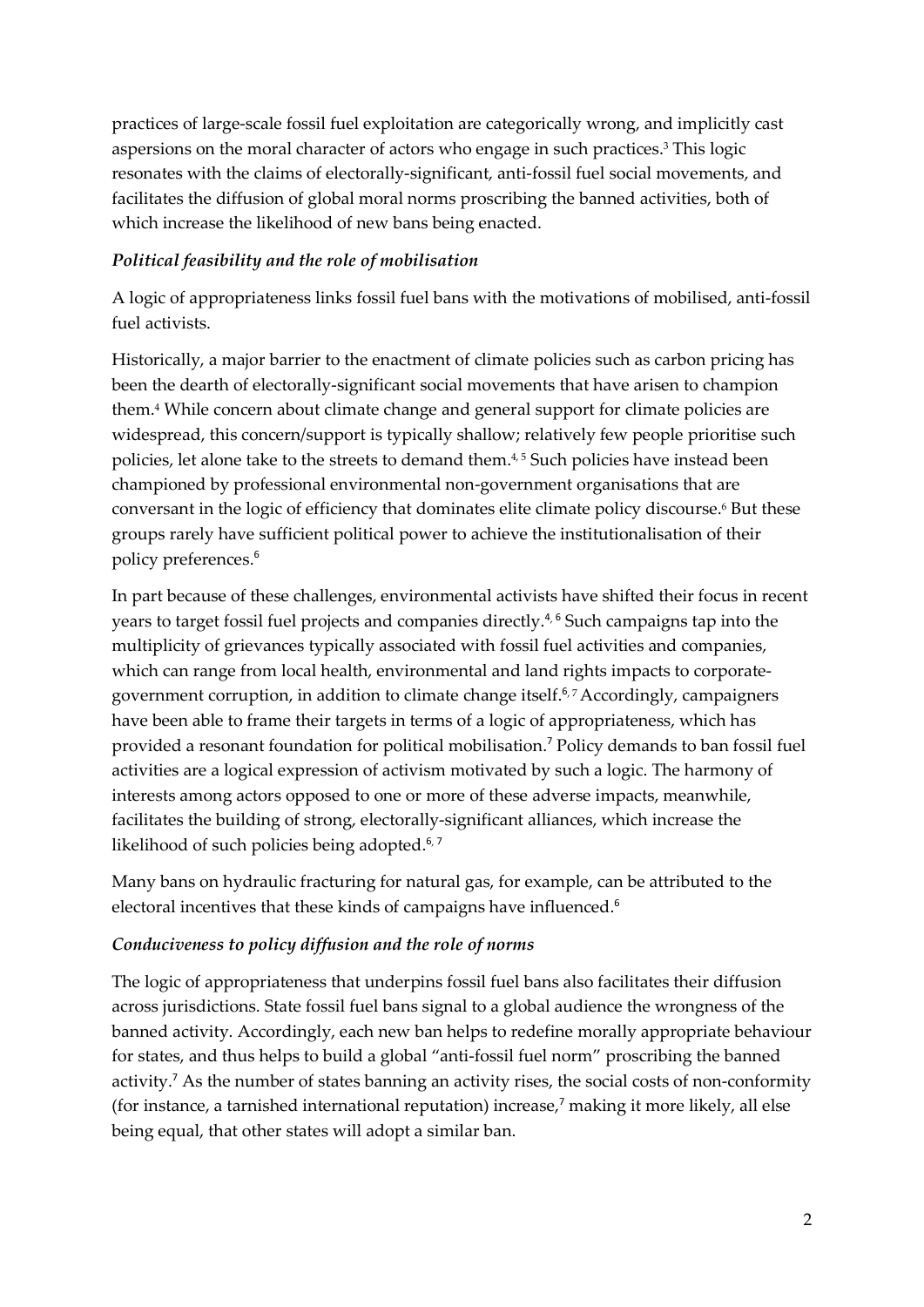practices of large-scale fossil fuel exploitation are categorically wrong, and implicitly cast aspersions on the moral character of actors who engage in such practices.[3] This logic resonates with the claims of electorally-significant, anti-fossil fuel social movements, and facilitates the diffusion of global moral norms proscribing the banned activities, both of which increase the likelihood of new bans being enacted.

### *Political feasibility and the role of mobilisation*

A logic of appropriateness links fossil fuel bans with the motivations of mobilised, anti-fossil fuel activists.

Historically, a major barrier to the enactment of climate policies such as carbon pricing has been the dearth of electorally-significant social movements that have arisen to champion them.[4] While concern about climate change and general support for climate policies are widespread, this concern/support is typically shallow; relatively few people prioritise such policies, let alone take to the streets to demand them.[4, 5] Such policies have instead been championed by professional environmental non-government organisations that are conversant in the logic of efficiency that dominates elite climate policy discourse.[6] But these groups rarely have sufficient political power to achieve the institutionalisation of their policy preferences.[6]

In part because of these challenges, environmental activists have shifted their focus in recent years to target fossil fuel projects and companies directly.[4, 6] Such campaigns tap into the multiplicity of grievances typically associated with fossil fuel activities and companies, which can range from local health, environmental and land rights impacts to corporate-government corruption, in addition to climate change itself.[6, 7] Accordingly, campaigners have been able to frame their targets in terms of a logic of appropriateness, which has provided a resonant foundation for political mobilisation.[7] Policy demands to ban fossil fuel activities are a logical expression of activism motivated by such a logic. The harmony of interests among actors opposed to one or more of these adverse impacts, meanwhile, facilitates the building of strong, electorally-significant alliances, which increase the likelihood of such policies being adopted.[6, 7]

Many bans on hydraulic fracturing for natural gas, for example, can be attributed to the electoral incentives that these kinds of campaigns have influenced.[6]

### *Conduciveness to policy diffusion and the role of norms*

The logic of appropriateness that underpins fossil fuel bans also facilitates their diffusion across jurisdictions. State fossil fuel bans signal to a global audience the wrongness of the banned activity. Accordingly, each new ban helps to redefine morally appropriate behaviour for states, and thus helps to build a global "anti-fossil fuel norm" proscribing the banned activity.[7] As the number of states banning an activity rises, the social costs of non-conformity (for instance, a tarnished international reputation) increase,[7] making it more likely, all else being equal, that other states will adopt a similar ban.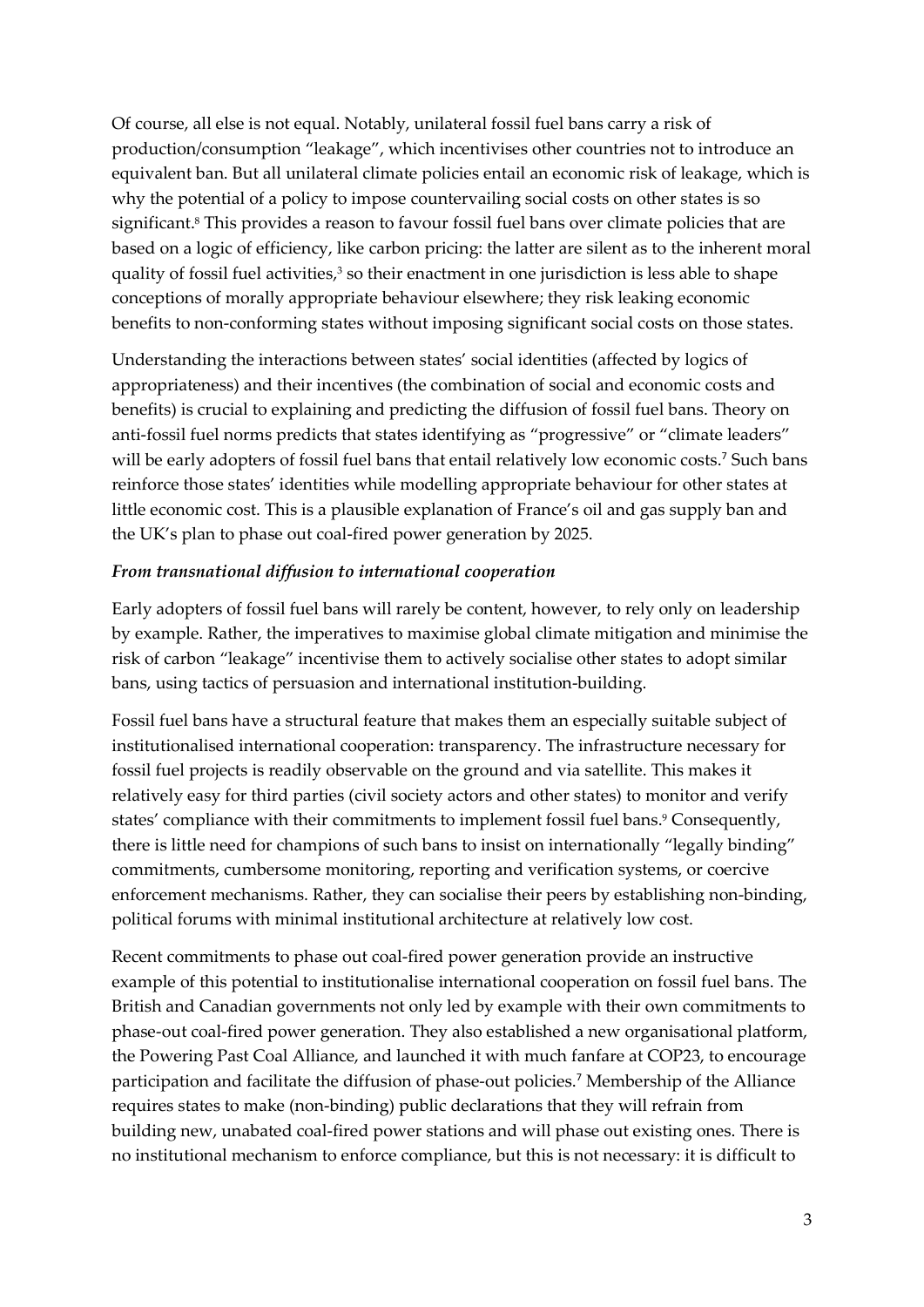Of course, all else is not equal. Notably, unilateral fossil fuel bans carry a risk of production/consumption "leakage", which incentivises other countries not to introduce an equivalent ban. But all unilateral climate policies entail an economic risk of leakage, which is why the potential of a policy to impose countervailing social costs on other states is so significant.[8] This provides a reason to favour fossil fuel bans over climate policies that are based on a logic of efficiency, like carbon pricing: the latter are silent as to the inherent moral quality of fossil fuel activities,[3] so their enactment in one jurisdiction is less able to shape conceptions of morally appropriate behaviour elsewhere; they risk leaking economic benefits to non-conforming states without imposing significant social costs on those states.

Understanding the interactions between states' social identities (affected by logics of appropriateness) and their incentives (the combination of social and economic costs and benefits) is crucial to explaining and predicting the diffusion of fossil fuel bans. Theory on anti-fossil fuel norms predicts that states identifying as "progressive" or "climate leaders" will be early adopters of fossil fuel bans that entail relatively low economic costs.[7] Such bans reinforce those states' identities while modelling appropriate behaviour for other states at little economic cost. This is a plausible explanation of France's oil and gas supply ban and the UK's plan to phase out coal-fired power generation by 2025.

### *From transnational diffusion to international cooperation*

Early adopters of fossil fuel bans will rarely be content, however, to rely only on leadership by example. Rather, the imperatives to maximise global climate mitigation and minimise the risk of carbon "leakage" incentivise them to actively socialise other states to adopt similar bans, using tactics of persuasion and international institution-building.

Fossil fuel bans have a structural feature that makes them an especially suitable subject of institutionalised international cooperation: transparency. The infrastructure necessary for fossil fuel projects is readily observable on the ground and via satellite. This makes it relatively easy for third parties (civil society actors and other states) to monitor and verify states' compliance with their commitments to implement fossil fuel bans.[9] Consequently, there is little need for champions of such bans to insist on internationally "legally binding" commitments, cumbersome monitoring, reporting and verification systems, or coercive enforcement mechanisms. Rather, they can socialise their peers by establishing non-binding, political forums with minimal institutional architecture at relatively low cost.

Recent commitments to phase out coal-fired power generation provide an instructive example of this potential to institutionalise international cooperation on fossil fuel bans. The British and Canadian governments not only led by example with their own commitments to phase-out coal-fired power generation. They also established a new organisational platform, the Powering Past Coal Alliance, and launched it with much fanfare at COP23, to encourage participation and facilitate the diffusion of phase-out policies.[7] Membership of the Alliance requires states to make (non-binding) public declarations that they will refrain from building new, unabated coal-fired power stations and will phase out existing ones. There is no institutional mechanism to enforce compliance, but this is not necessary: it is difficult to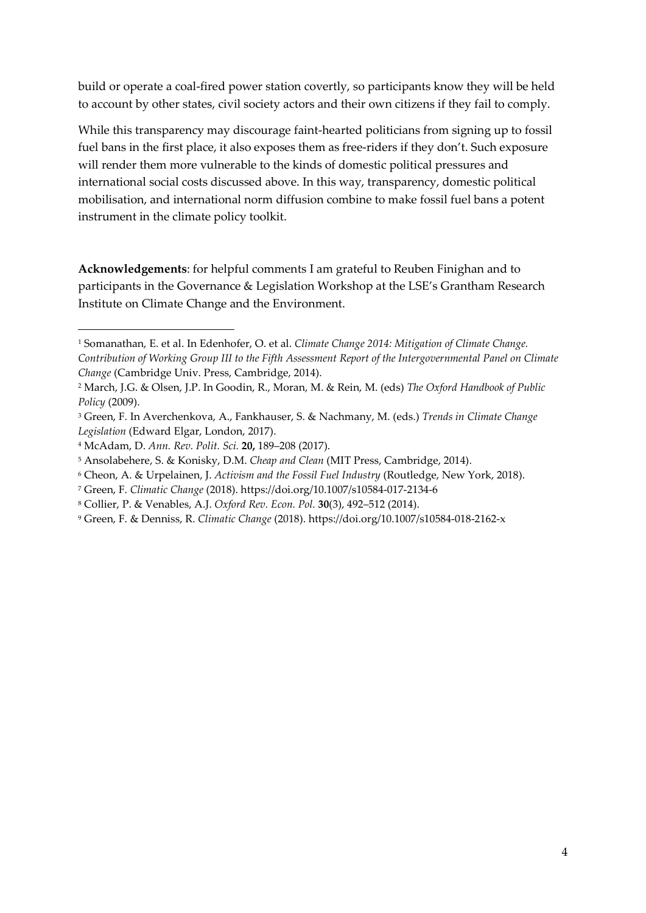build or operate a coal-fired power station covertly, so participants know they will be held to account by other states, civil society actors and their own citizens if they fail to comply.

While this transparency may discourage faint-hearted politicians from signing up to fossil fuel bans in the first place, it also exposes them as free-riders if they don't. Such exposure will render them more vulnerable to the kinds of domestic political pressures and international social costs discussed above. In this way, transparency, domestic political mobilisation, and international norm diffusion combine to make fossil fuel bans a potent instrument in the climate policy toolkit.

**Acknowledgements**: for helpful comments I am grateful to Reuben Finighan and to participants in the Governance & Legislation Workshop at the LSE's Grantham Research Institute on Climate Change and the Environment.

---

[1] Somanathan, E. et al. In Edenhofer, O. et al. *Climate Change 2014: Mitigation of Climate Change. Contribution of Working Group III to the Fifth Assessment Report of the Intergovernmental Panel on Climate Change* (Cambridge Univ. Press, Cambridge, 2014).

[2] March, J.G. & Olsen, J.P. In Goodin, R., Moran, M. & Rein, M. (eds) *The Oxford Handbook of Public Policy* (2009).

[3] Green, F. In Averchenkova, A., Fankhauser, S. & Nachmany, M. (eds.) *Trends in Climate Change Legislation* (Edward Elgar, London, 2017).

[4] McAdam, D. *Ann. Rev. Polit. Sci.* **20,** 189–208 (2017).

[5] Ansolabehere, S. & Konisky, D.M. *Cheap and Clean* (MIT Press, Cambridge, 2014).

[6] Cheon, A. & Urpelainen, J. *Activism and the Fossil Fuel Industry* (Routledge, New York, 2018).

[7] Green, F. *Climatic Change* (2018). https://doi.org/10.1007/s10584-017-2134-6

[8] Collier, P. & Venables, A.J. *Oxford Rev. Econ. Pol.* **30**(3), 492–512 (2014).

[9] Green, F. & Denniss, R. *Climatic Change* (2018). https://doi.org/10.1007/s10584-018-2162-x